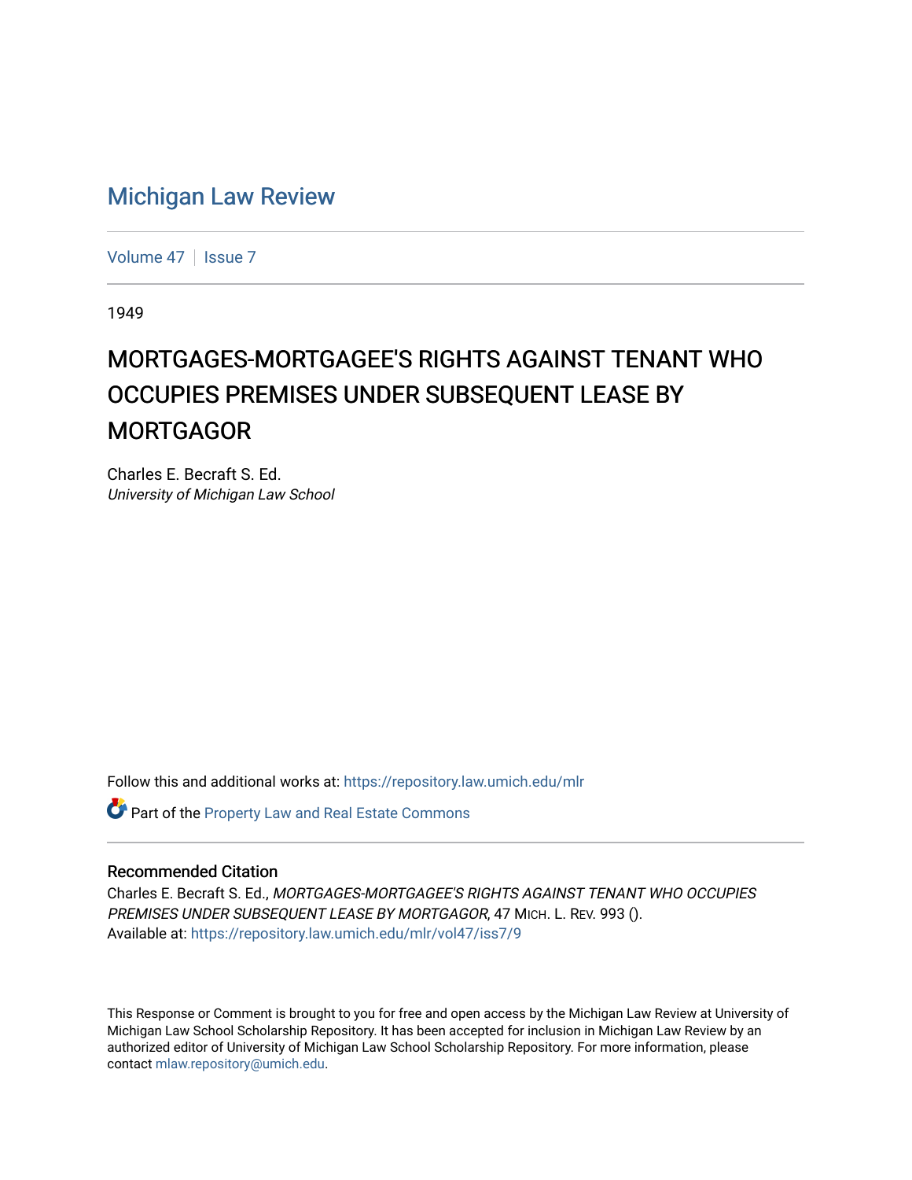# Michigan Law Review

Volume 47 | Issue 7

1949

## MORTGAGES-MORTGAGEE'S RIGHTS AGAINST TENANT WHO OCCUPIES PREMISES UNDER SUBSEQUENT LEASE BY MORTGAGOR

Charles E. Becraft S. Ed.
*University of Michigan Law School*

Follow this and additional works at: https://repository.law.umich.edu/mlr

Part of the Property Law and Real Estate Commons

### Recommended Citation

Charles E. Becraft S. Ed., *MORTGAGES-MORTGAGEE'S RIGHTS AGAINST TENANT WHO OCCUPIES PREMISES UNDER SUBSEQUENT LEASE BY MORTGAGOR*, 47 MICH. L. REV. 993 ().
Available at: https://repository.law.umich.edu/mlr/vol47/iss7/9

This Response or Comment is brought to you for free and open access by the Michigan Law Review at University of Michigan Law School Scholarship Repository. It has been accepted for inclusion in Michigan Law Review by an authorized editor of University of Michigan Law School Scholarship Repository. For more information, please contact mlaw.repository@umich.edu.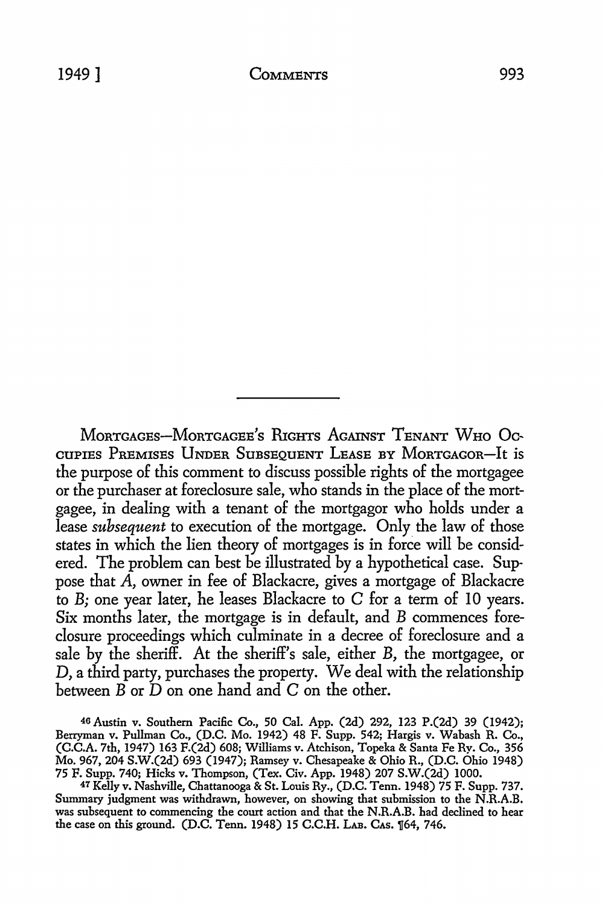---

MORTGAGES—MORTGAGEE'S RIGHTS AGAINST TENANT WHO OCCUPIES PREMISES UNDER SUBSEQUENT LEASE BY MORTGAGOR—It is the purpose of this comment to discuss possible rights of the mortgagee or the purchaser at foreclosure sale, who stands in the place of the mortgagee, in dealing with a tenant of the mortgagor who holds under a lease *subsequent* to execution of the mortgage. Only the law of those states in which the lien theory of mortgages is in force will be considered. The problem can best be illustrated by a hypothetical case. Suppose that *A*, owner in fee of Blackacre, gives a mortgage of Blackacre to *B*; one year later, he leases Blackacre to *C* for a term of 10 years. Six months later, the mortgage is in default, and *B* commences foreclosure proceedings which culminate in a decree of foreclosure and a sale by the sheriff. At the sheriff's sale, either *B*, the mortgagee, or *D*, a third party, purchases the property. We deal with the relationship between *B* or *D* on one hand and *C* on the other.

[46] Austin v. Southern Pacific Co., 50 Cal. App. (2d) 292, 123 P.(2d) 39 (1942); Berryman v. Pullman Co., (D.C. Mo. 1942) 48 F. Supp. 542; Hargis v. Wabash R. Co., (C.C.A. 7th, 1947) 163 F.(2d) 608; Williams v. Atchison, Topeka & Santa Fe Ry. Co., 356 Mo. 967, 204 S.W.(2d) 693 (1947); Ramsey v. Chesapeake & Ohio R., (D.C. Ohio 1948) 75 F. Supp. 740; Hicks v. Thompson, (Tex. Civ. App. 1948) 207 S.W.(2d) 1000.

[47] Kelly v. Nashville, Chattanooga & St. Louis Ry., (D.C. Tenn. 1948) 75 F. Supp. 737. Summary judgment was withdrawn, however, on showing that submission to the N.R.A.B. was subsequent to commencing the court action and that the N.R.A.B. had declined to hear the case on this ground. (D.C. Tenn. 1948) 15 C.C.H. LAB. CAS. ¶64, 746.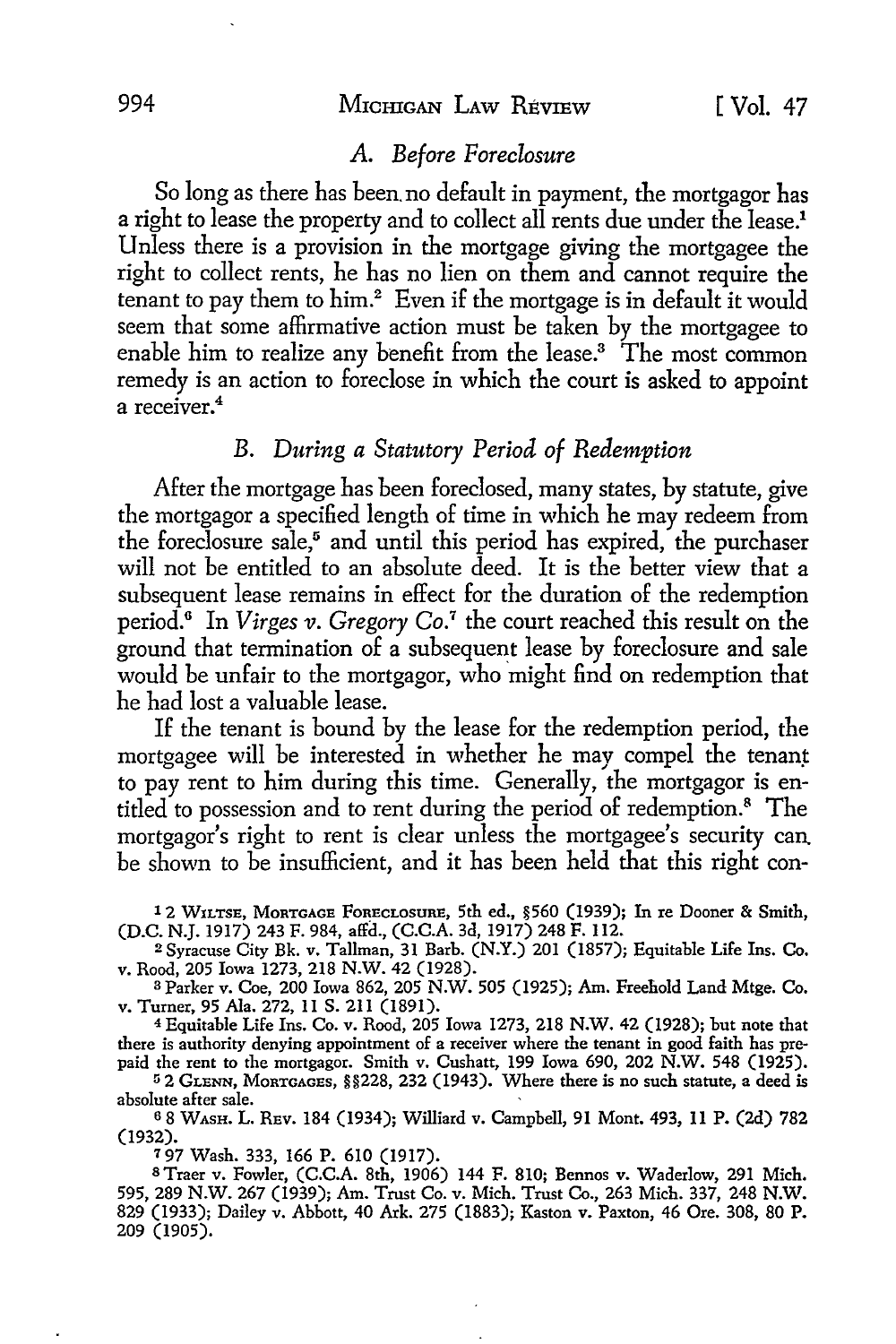### A. Before Foreclosure

So long as there has been no default in payment, the mortgagor has a right to lease the property and to collect all rents due under the lease.[1] Unless there is a provision in the mortgage giving the mortgagee the right to collect rents, he has no lien on them and cannot require the tenant to pay them to him.[2] Even if the mortgage is in default it would seem that some affirmative action must be taken by the mortgagee to enable him to realize any benefit from the lease.[3] The most common remedy is an action to foreclose in which the court is asked to appoint a receiver.[4]

### B. During a Statutory Period of Redemption

After the mortgage has been foreclosed, many states, by statute, give the mortgagor a specified length of time in which he may redeem from the foreclosure sale,[5] and until this period has expired, the purchaser will not be entitled to an absolute deed. It is the better view that a subsequent lease remains in effect for the duration of the redemption period.[6] In *Virges v. Gregory Co.*[7] the court reached this result on the ground that termination of a subsequent lease by foreclosure and sale would be unfair to the mortgagor, who might find on redemption that he had lost a valuable lease.

If the tenant is bound by the lease for the redemption period, the mortgagee will be interested in whether he may compel the tenant to pay rent to him during this time. Generally, the mortgagor is entitled to possession and to rent during the period of redemption.[8] The mortgagor's right to rent is clear unless the mortgagee's security can be shown to be insufficient, and it has been held that this right con-

---

[1] 2 WILTSE, MORTGAGE FORECLOSURE, 5th ed., §560 (1939); In re Dooner & Smith, (D.C. N.J. 1917) 243 F. 984, affd., (C.C.A. 3d, 1917) 248 F. 112.

[2] Syracuse City Bk. v. Tallman, 31 Barb. (N.Y.) 201 (1857); Equitable Life Ins. Co. v. Rood, 205 Iowa 1273, 218 N.W. 42 (1928).

[3] Parker v. Coe, 200 Iowa 862, 205 N.W. 505 (1925); Am. Freehold Land Mtge. Co. v. Turner, 95 Ala. 272, 11 S. 211 (1891).

[4] Equitable Life Ins. Co. v. Rood, 205 Iowa 1273, 218 N.W. 42 (1928); but note that there is authority denying appointment of a receiver where the tenant in good faith has prepaid the rent to the mortgagor. Smith v. Cushatt, 199 Iowa 690, 202 N.W. 548 (1925).

[5] 2 GLENN, MORTGAGES, §§228, 232 (1943). Where there is no such statute, a deed is absolute after sale.

[6] 8 WASH. L. REV. 184 (1934); Williard v. Campbell, 91 Mont. 493, 11 P. (2d) 782 (1932).

[7] 97 Wash. 333, 166 P. 610 (1917).

[8] Traer v. Fowler, (C.C.A. 8th, 1906) 144 F. 810; Bennos v. Waderlow, 291 Mich. 595, 289 N.W. 267 (1939); Am. Trust Co. v. Mich. Trust Co., 263 Mich. 337, 248 N.W. 829 (1933); Dailey v. Abbott, 40 Ark. 275 (1883); Kaston v. Paxton, 46 Ore. 308, 80 P. 209 (1905).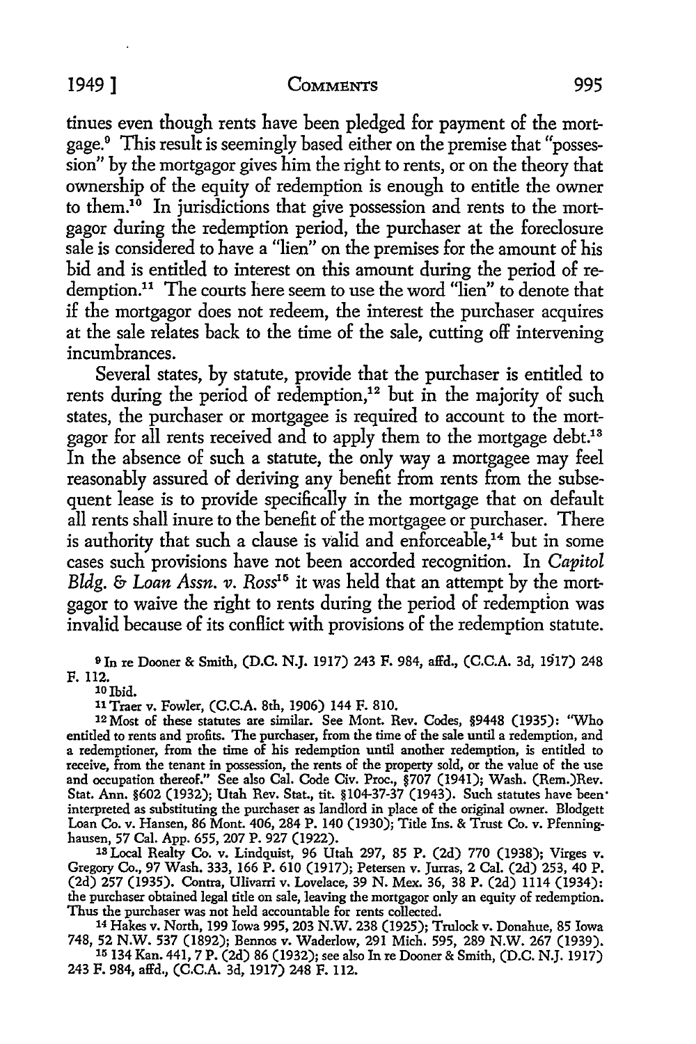tinues even though rents have been pledged for payment of the mortgage.[9] This result is seemingly based either on the premise that "possession" by the mortgagor gives him the right to rents, or on the theory that ownership of the equity of redemption is enough to entitle the owner to them.[10] In jurisdictions that give possession and rents to the mortgagor during the redemption period, the purchaser at the foreclosure sale is considered to have a "lien" on the premises for the amount of his bid and is entitled to interest on this amount during the period of redemption.[11] The courts here seem to use the word "lien" to denote that if the mortgagor does not redeem, the interest the purchaser acquires at the sale relates back to the time of the sale, cutting off intervening incumbrances.

Several states, by statute, provide that the purchaser is entitled to rents during the period of redemption,[12] but in the majority of such states, the purchaser or mortgagee is required to account to the mortgagor for all rents received and to apply them to the mortgage debt.[13] In the absence of such a statute, the only way a mortgagee may feel reasonably assured of deriving any benefit from rents from the subsequent lease is to provide specifically in the mortgage that on default all rents shall inure to the benefit of the mortgagee or purchaser. There is authority that such a clause is valid and enforceable,[14] but in some cases such provisions have not been accorded recognition. In *Capitol Bldg. & Loan Assn. v. Ross*[15] it was held that an attempt by the mortgagor to waive the right to rents during the period of redemption was invalid because of its conflict with provisions of the redemption statute.

---

[9] In re Dooner & Smith, (D.C. N.J. 1917) 243 F. 984, affd., (C.C.A. 3d, 1917) 248 F. 112.

[10] Ibid.

[11] Traer v. Fowler, (C.C.A. 8th, 1906) 144 F. 810.

[12] Most of these statutes are similar. See Mont. Rev. Codes, §9448 (1935): "Who entitled to rents and profits. The purchaser, from the time of the sale until a redemption, and a redemptioner, from the time of his redemption until another redemption, is entitled to receive, from the tenant in possession, the rents of the property sold, or the value of the use and occupation thereof." See also Cal. Code Civ. Proc., §707 (1941); Wash. (Rem.)Rev. Stat. Ann. §602 (1932); Utah Rev. Stat., tit. §104-37-37 (1943). Such statutes have been interpreted as substituting the purchaser as landlord in place of the original owner. Blodgett Loan Co. v. Hansen, 86 Mont. 406, 284 P. 140 (1930); Title Ins. & Trust Co. v. Pfenninghausen, 57 Cal. App. 655, 207 P. 927 (1922).

[13] Local Realty Co. v. Lindquist, 96 Utah 297, 85 P. (2d) 770 (1938); Virges v. Gregory Co., 97 Wash. 333, 166 P. 610 (1917); Petersen v. Jurras, 2 Cal. (2d) 253, 40 P. (2d) 257 (1935). Contra, Ulivarri v. Lovelace, 39 N. Mex. 36, 38 P. (2d) 1114 (1934): the purchaser obtained legal title on sale, leaving the mortgagor only an equity of redemption. Thus the purchaser was not held accountable for rents collected.

[14] Hakes v. North, 199 Iowa 995, 203 N.W. 238 (1925); Trulock v. Donahue, 85 Iowa 748, 52 N.W. 537 (1892); Bennos v. Waderlow, 291 Mich. 595, 289 N.W. 267 (1939).

[15] 134 Kan. 441, 7 P. (2d) 86 (1932); see also In re Dooner & Smith, (D.C. N.J. 1917) 243 F. 984, affd., (C.C.A. 3d, 1917) 248 F. 112.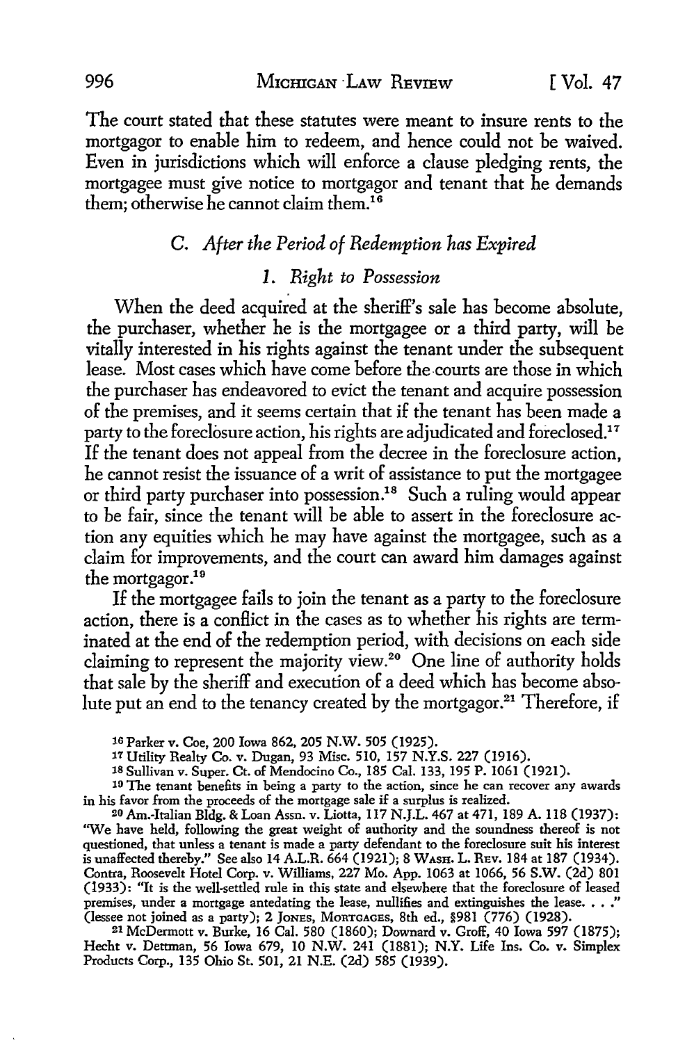The court stated that these statutes were meant to insure rents to the mortgagor to enable him to redeem, and hence could not be waived. Even in jurisdictions which will enforce a clause pledging rents, the mortgagee must give notice to mortgagor and tenant that he demands them; otherwise he cannot claim them.[16]

### C. *After the Period of Redemption has Expired*

#### 1. *Right to Possession*

When the deed acquired at the sheriff's sale has become absolute, the purchaser, whether he is the mortgagee or a third party, will be vitally interested in his rights against the tenant under the subsequent lease. Most cases which have come before the courts are those in which the purchaser has endeavored to evict the tenant and acquire possession of the premises, and it seems certain that if the tenant has been made a party to the foreclosure action, his rights are adjudicated and foreclosed.[17] If the tenant does not appeal from the decree in the foreclosure action, he cannot resist the issuance of a writ of assistance to put the mortgagee or third party purchaser into possession.[18] Such a ruling would appear to be fair, since the tenant will be able to assert in the foreclosure action any equities which he may have against the mortgagee, such as a claim for improvements, and the court can award him damages against the mortgagor.[19]

If the mortgagee fails to join the tenant as a party to the foreclosure action, there is a conflict in the cases as to whether his rights are terminated at the end of the redemption period, with decisions on each side claiming to represent the majority view.[20] One line of authority holds that sale by the sheriff and execution of a deed which has become absolute put an end to the tenancy created by the mortgagor.[21] Therefore, if

---

[16] Parker v. Coe, 200 Iowa 862, 205 N.W. 505 (1925).

[17] Utility Realty Co. v. Dugan, 93 Misc. 510, 157 N.Y.S. 227 (1916).

[18] Sullivan v. Super. Ct. of Mendocino Co., 185 Cal. 133, 195 P. 1061 (1921).

[19] The tenant benefits in being a party to the action, since he can recover any awards in his favor from the proceeds of the mortgage sale if a surplus is realized.

[20] Am.-Italian Bldg. & Loan Assn. v. Liotta, 117 N.J.L. 467 at 471, 189 A. 118 (1937): "We have held, following the great weight of authority and the soundness thereof is not questioned, that unless a tenant is made a party defendant to the foreclosure suit his interest is unaffected thereby." See also 14 A.L.R. 664 (1921); 8 WASH. L. REV. 184 at 187 (1934). Contra, Roosevelt Hotel Corp. v. Williams, 227 Mo. App. 1063 at 1066, 56 S.W. (2d) 801 (1933): "It is the well-settled rule in this state and elsewhere that the foreclosure of leased premises, under a mortgage antedating the lease, nullifies and extinguishes the lease. . . ." (lessee not joined as a party); 2 JONES, MORTGAGES, 8th ed., §981 (776) (1928).

[21] McDermott v. Burke, 16 Cal. 580 (1860); Downard v. Groff, 40 Iowa 597 (1875); Hecht v. Dettman, 56 Iowa 679, 10 N.W. 241 (1881); N.Y. Life Ins. Co. v. Simplex Products Corp., 135 Ohio St. 501, 21 N.E. (2d) 585 (1939).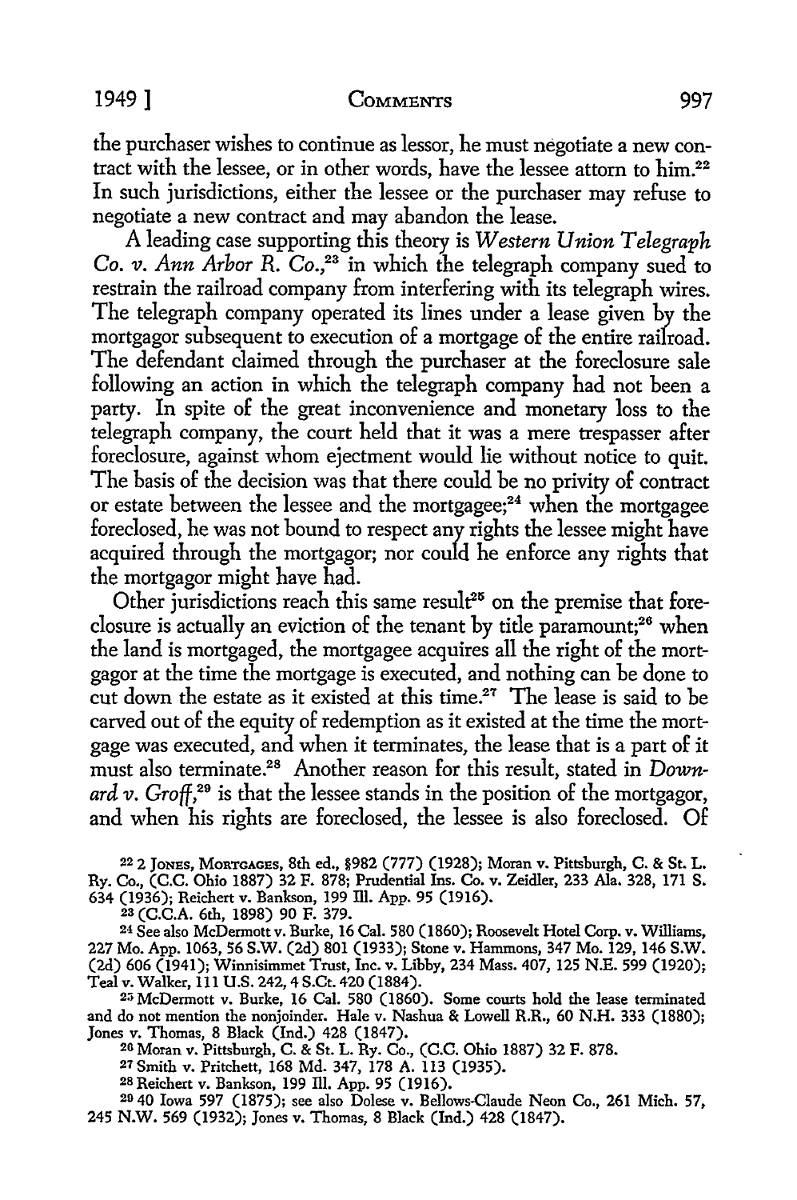the purchaser wishes to continue as lessor, he must negotiate a new contract with the lessee, or in other words, have the lessee attorn to him.[22] In such jurisdictions, either the lessee or the purchaser may refuse to negotiate a new contract and may abandon the lease.

A leading case supporting this theory is *Western Union Telegraph Co. v. Ann Arbor R. Co.*,[23] in which the telegraph company sued to restrain the railroad company from interfering with its telegraph wires. The telegraph company operated its lines under a lease given by the mortgagor subsequent to execution of a mortgage of the entire railroad. The defendant claimed through the purchaser at the foreclosure sale following an action in which the telegraph company had not been a party. In spite of the great inconvenience and monetary loss to the telegraph company, the court held that it was a mere trespasser after foreclosure, against whom ejectment would lie without notice to quit. The basis of the decision was that there could be no privity of contract or estate between the lessee and the mortgagee;[24] when the mortgagee foreclosed, he was not bound to respect any rights the lessee might have acquired through the mortgagor; nor could he enforce any rights that the mortgagor might have had.

Other jurisdictions reach this same result[25] on the premise that foreclosure is actually an eviction of the tenant by title paramount;[26] when the land is mortgaged, the mortgagee acquires all the right of the mortgagor at the time the mortgage is executed, and nothing can be done to cut down the estate as it existed at this time.[27] The lease is said to be carved out of the equity of redemption as it existed at the time the mortgage was executed, and when it terminates, the lease that is a part of it must also terminate.[28] Another reason for this result, stated in *Downard v. Groff*,[29] is that the lessee stands in the position of the mortgagor, and when his rights are foreclosed, the lessee is also foreclosed. Of

[22] 2 JONES, MORTGAGES, 8th ed., §982 (777) (1928); Moran v. Pittsburgh, C. & St. L. Ry. Co., (C.C. Ohio 1887) 32 F. 878; Prudential Ins. Co. v. Zeidler, 233 Ala. 328, 171 S. 634 (1936); Reichert v. Bankson, 199 Ill. App. 95 (1916).

[23] (C.C.A. 6th, 1898) 90 F. 379.

[24] See also McDermott v. Burke, 16 Cal. 580 (1860); Roosevelt Hotel Corp. v. Williams, 227 Mo. App. 1063, 56 S.W. (2d) 801 (1933); Stone v. Hammons, 347 Mo. 129, 146 S.W. (2d) 606 (1941); Winnisimmet Trust, Inc. v. Libby, 234 Mass. 407, 125 N.E. 599 (1920); Teal v. Walker, 111 U.S. 242, 4 S.Ct. 420 (1884).

[25] McDermott v. Burke, 16 Cal. 580 (1860). Some courts hold the lease terminated and do not mention the nonjoinder. Hale v. Nashua & Lowell R.R., 60 N.H. 333 (1880); Jones v. Thomas, 8 Black (Ind.) 428 (1847).

[26] Moran v. Pittsburgh, C. & St. L. Ry. Co., (C.C. Ohio 1887) 32 F. 878.

[27] Smith v. Pritchett, 168 Md. 347, 178 A. 113 (1935).

[28] Reichert v. Bankson, 199 Ill. App. 95 (1916).

[29] 40 Iowa 597 (1875); see also Dolese v. Bellows-Claude Neon Co., 261 Mich. 57, 245 N.W. 569 (1932); Jones v. Thomas, 8 Black (Ind.) 428 (1847).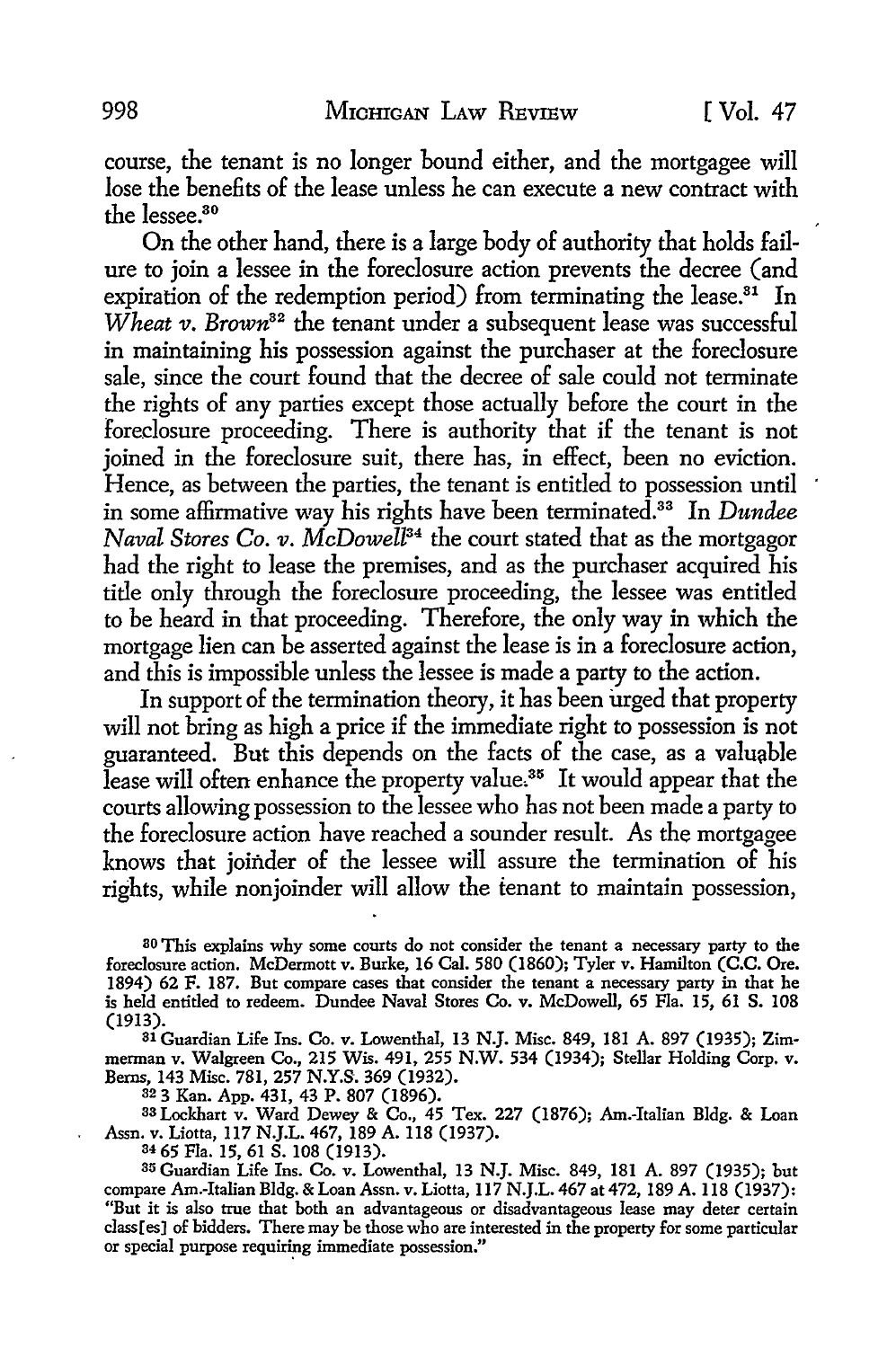course, the tenant is no longer bound either, and the mortgagee will lose the benefits of the lease unless he can execute a new contract with the lessee.[30]

On the other hand, there is a large body of authority that holds failure to join a lessee in the foreclosure action prevents the decree (and expiration of the redemption period) from terminating the lease.[31] In *Wheat v. Brown*[32] the tenant under a subsequent lease was successful in maintaining his possession against the purchaser at the foreclosure sale, since the court found that the decree of sale could not terminate the rights of any parties except those actually before the court in the foreclosure proceeding. There is authority that if the tenant is not joined in the foreclosure suit, there has, in effect, been no eviction. Hence, as between the parties, the tenant is entitled to possession until in some affirmative way his rights have been terminated.[33] In *Dundee Naval Stores Co. v. McDowell*[34] the court stated that as the mortgagor had the right to lease the premises, and as the purchaser acquired his title only through the foreclosure proceeding, the lessee was entitled to be heard in that proceeding. Therefore, the only way in which the mortgage lien can be asserted against the lease is in a foreclosure action, and this is impossible unless the lessee is made a party to the action.

In support of the termination theory, it has been urged that property will not bring as high a price if the immediate right to possession is not guaranteed. But this depends on the facts of the case, as a valuable lease will often enhance the property value.[35] It would appear that the courts allowing possession to the lessee who has not been made a party to the foreclosure action have reached a sounder result. As the mortgagee knows that joinder of the lessee will assure the termination of his rights, while nonjoinder will allow the tenant to maintain possession,

---

[30] This explains why some courts do not consider the tenant a necessary party to the foreclosure action. McDermott v. Burke, 16 Cal. 580 (1860); Tyler v. Hamilton (C.C. Ore. 1894) 62 F. 187. But compare cases that consider the tenant a necessary party in that he is held entitled to redeem. Dundee Naval Stores Co. v. McDowell, 65 Fla. 15, 61 S. 108 (1913).

[31] Guardian Life Ins. Co. v. Lowenthal, 13 N.J. Misc. 849, 181 A. 897 (1935); Zimmerman v. Walgreen Co., 215 Wis. 491, 255 N.W. 534 (1934); Stellar Holding Corp. v. Berns, 143 Misc. 781, 257 N.Y.S. 369 (1932).

[32] 3 Kan. App. 431, 43 P. 807 (1896).

[33] Lockhart v. Ward Dewey & Co., 45 Tex. 227 (1876); Am.-Italian Bldg. & Loan Assn. v. Liotta, 117 N.J.L. 467, 189 A. 118 (1937).

[34] 65 Fla. 15, 61 S. 108 (1913).

[35] Guardian Life Ins. Co. v. Lowenthal, 13 N.J. Misc. 849, 181 A. 897 (1935); but compare Am.-Italian Bldg. & Loan Assn. v. Liotta, 117 N.J.L. 467 at 472, 189 A. 118 (1937): "But it is also true that both an advantageous or disadvantageous lease may deter certain class[es] of bidders. There may be those who are interested in the property for some particular or special purpose requiring immediate possession."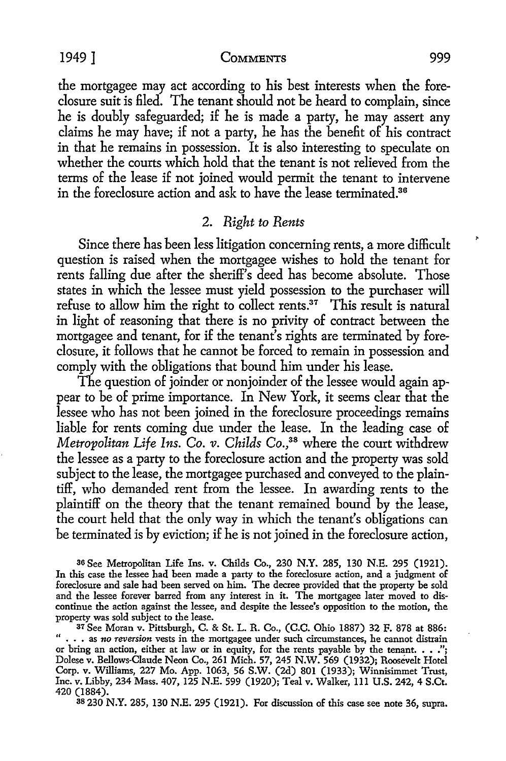the mortgagee may act according to his best interests when the foreclosure suit is filed. The tenant should not be heard to complain, since he is doubly safeguarded; if he is made a party, he may assert any claims he may have; if not a party, he has the benefit of his contract in that he remains in possession. It is also interesting to speculate on whether the courts which hold that the tenant is not relieved from the terms of the lease if not joined would permit the tenant to intervene in the foreclosure action and ask to have the lease terminated.[36]

### 2. *Right to Rents*

Since there has been less litigation concerning rents, a more difficult question is raised when the mortgagee wishes to hold the tenant for rents falling due after the sheriff's deed has become absolute. Those states in which the lessee must yield possession to the purchaser will refuse to allow him the right to collect rents.[37] This result is natural in light of reasoning that there is no privity of contract between the mortgagee and tenant, for if the tenant's rights are terminated by foreclosure, it follows that he cannot be forced to remain in possession and comply with the obligations that bound him under his lease.

The question of joinder or nonjoinder of the lessee would again appear to be of prime importance. In New York, it seems clear that the lessee who has not been joined in the foreclosure proceedings remains liable for rents coming due under the lease. In the leading case of *Metropolitan Life Ins. Co. v. Childs Co.*,[38] where the court withdrew the lessee as a party to the foreclosure action and the property was sold subject to the lease, the mortgagee purchased and conveyed to the plaintiff, who demanded rent from the lessee. In awarding rents to the plaintiff on the theory that the tenant remained bound by the lease, the court held that the only way in which the tenant's obligations can be terminated is by eviction; if he is not joined in the foreclosure action,

[36] See Metropolitan Life Ins. v. Childs Co., 230 N.Y. 285, 130 N.E. 295 (1921). In this case the lessee had been made a party to the foreclosure action, and a judgment of foreclosure and sale had been served on him. The decree provided that the property be sold and the lessee forever barred from any interest in it. The mortgagee later moved to discontinue the action against the lessee, and despite the lessee's opposition to the motion, the property was sold subject to the lease.

[37] See Moran v. Pittsburgh, C. & St. L. R. Co., (C.C. Ohio 1887) 32 F. 878 at 886: ". . . as *no reversion* vests in the mortgagee under such circumstances, he cannot distrain or bring an action, either at law or in equity, for the rents payable by the tenant. . . ."; Dolese v. Bellows-Claude Neon Co., 261 Mich. 57, 245 N.W. 569 (1932); Roosevelt Hotel Corp. v. Williams, 227 Mo. App. 1063, 56 S.W. (2d) 801 (1933); Winnisimmet Trust, Inc. v. Libby, 234 Mass. 407, 125 N.E. 599 (1920); Teal v. Walker, 111 U.S. 242, 4 S.Ct. 420 (1884).

[38] 230 N.Y. 285, 130 N.E. 295 (1921). For discussion of this case see note 36, supra.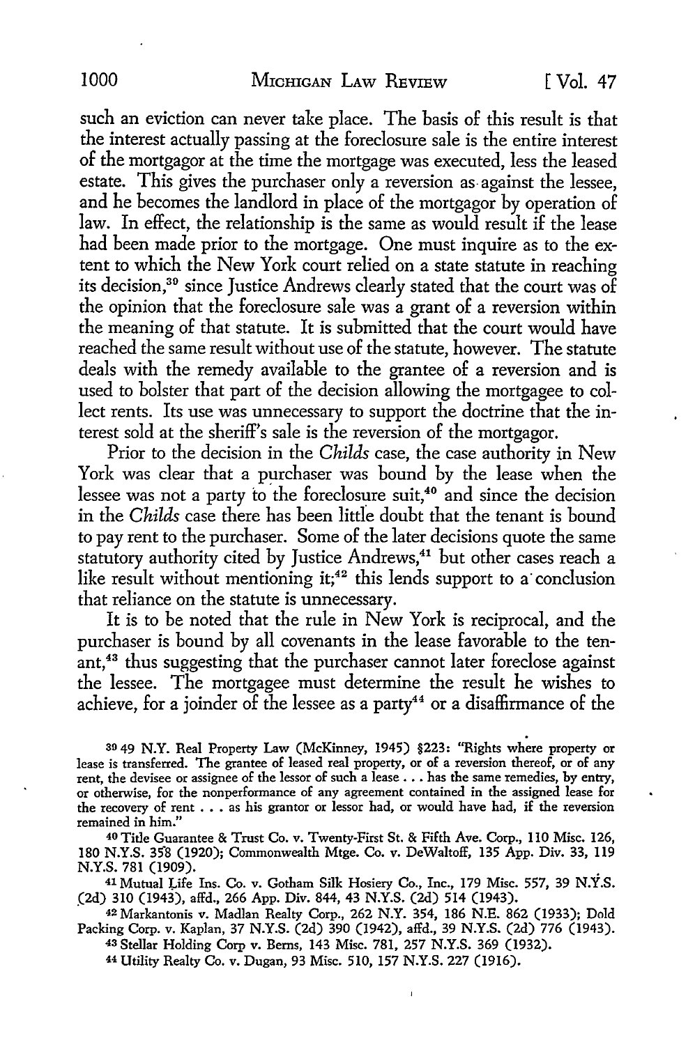such an eviction can never take place. The basis of this result is that the interest actually passing at the foreclosure sale is the entire interest of the mortgagor at the time the mortgage was executed, less the leased estate. This gives the purchaser only a reversion as against the lessee, and he becomes the landlord in place of the mortgagor by operation of law. In effect, the relationship is the same as would result if the lease had been made prior to the mortgage. One must inquire as to the extent to which the New York court relied on a state statute in reaching its decision,[39] since Justice Andrews clearly stated that the court was of the opinion that the foreclosure sale was a grant of a reversion within the meaning of that statute. It is submitted that the court would have reached the same result without use of the statute, however. The statute deals with the remedy available to the grantee of a reversion and is used to bolster that part of the decision allowing the mortgagee to collect rents. Its use was unnecessary to support the doctrine that the interest sold at the sheriff's sale is the reversion of the mortgagor.

Prior to the decision in the *Childs* case, the case authority in New York was clear that a purchaser was bound by the lease when the lessee was not a party to the foreclosure suit,[40] and since the decision in the *Childs* case there has been little doubt that the tenant is bound to pay rent to the purchaser. Some of the later decisions quote the same statutory authority cited by Justice Andrews,[41] but other cases reach a like result without mentioning it;[42] this lends support to a conclusion that reliance on the statute is unnecessary.

It is to be noted that the rule in New York is reciprocal, and the purchaser is bound by all covenants in the lease favorable to the tenant,[43] thus suggesting that the purchaser cannot later foreclose against the lessee. The mortgagee must determine the result he wishes to achieve, for a joinder of the lessee as a party[44] or a disaffirmance of the

---

[39] 49 N.Y. Real Property Law (McKinney, 1945) §223: "Rights where property or lease is transferred. The grantee of leased real property, or of a reversion thereof, or of any rent, the devisee or assignee of the lessor of such a lease . . . has the same remedies, by entry, or otherwise, for the nonperformance of any agreement contained in the assigned lease for the recovery of rent . . . as his grantor or lessor had, or would have had, if the reversion remained in him."

[40] Title Guarantee & Trust Co. v. Twenty-First St. & Fifth Ave. Corp., 110 Misc. 126, 180 N.Y.S. 358 (1920); Commonwealth Mtge. Co. v. DeWaltoff, 135 App. Div. 33, 119 N.Y.S. 781 (1909).

[41] Mutual Life Ins. Co. v. Gotham Silk Hosiery Co., Inc., 179 Misc. 557, 39 N.Y.S. (2d) 310 (1943), affd., 266 App. Div. 844, 43 N.Y.S. (2d) 514 (1943).

[42] Markantonis v. Madlan Realty Corp., 262 N.Y. 354, 186 N.E. 862 (1933); Dold Packing Corp. v. Kaplan, 37 N.Y.S. (2d) 390 (1942), affd., 39 N.Y.S. (2d) 776 (1943).

[43] Stellar Holding Corp v. Berns, 143 Misc. 781, 257 N.Y.S. 369 (1932).

[44] Utility Realty Co. v. Dugan, 93 Misc. 510, 157 N.Y.S. 227 (1916).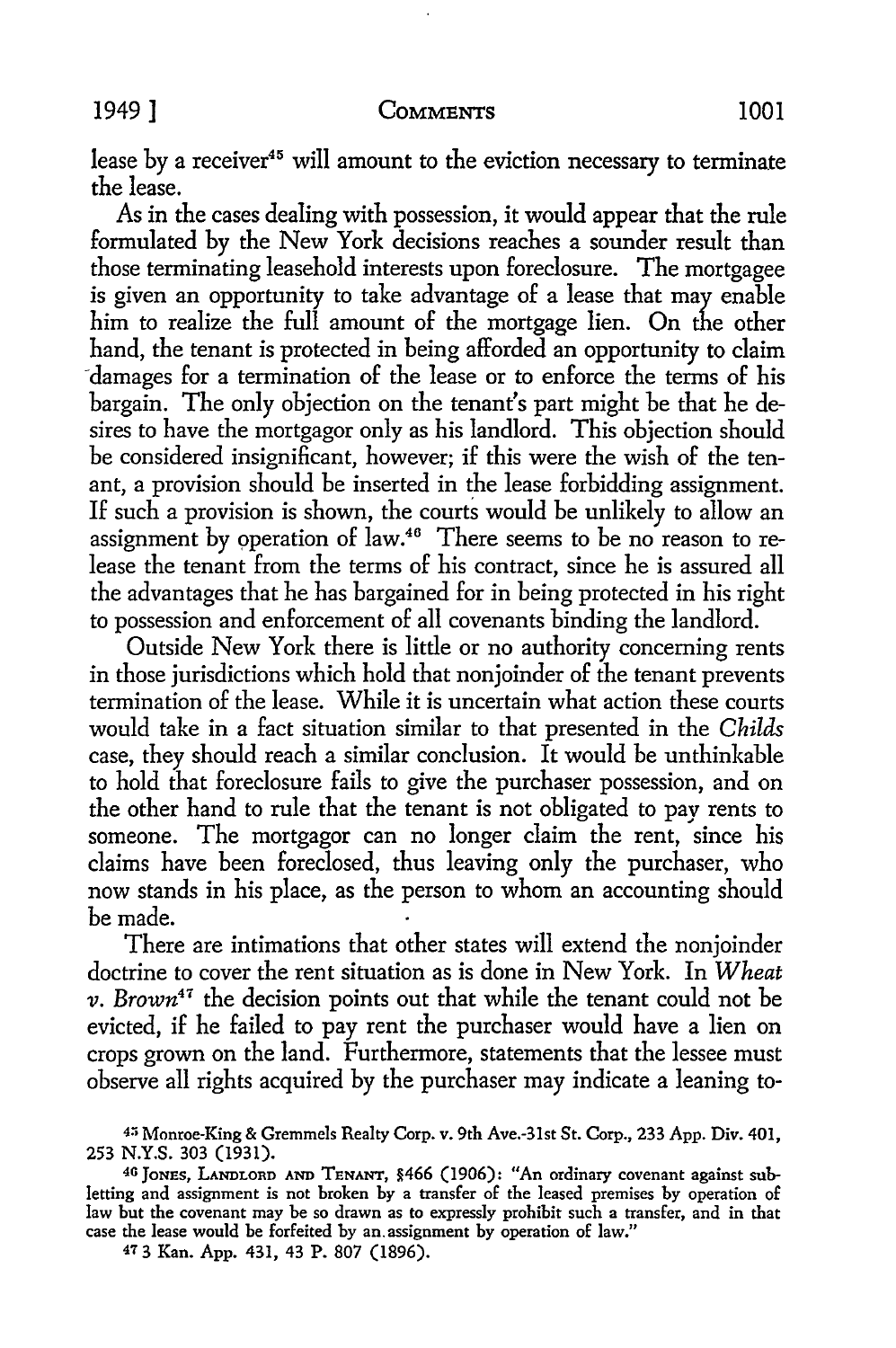lease by a receiver[45] will amount to the eviction necessary to terminate the lease.

As in the cases dealing with possession, it would appear that the rule formulated by the New York decisions reaches a sounder result than those terminating leasehold interests upon foreclosure. The mortgagee is given an opportunity to take advantage of a lease that may enable him to realize the full amount of the mortgage lien. On the other hand, the tenant is protected in being afforded an opportunity to claim damages for a termination of the lease or to enforce the terms of his bargain. The only objection on the tenant's part might be that he desires to have the mortgagor only as his landlord. This objection should be considered insignificant, however; if this were the wish of the tenant, a provision should be inserted in the lease forbidding assignment. If such a provision is shown, the courts would be unlikely to allow an assignment by operation of law.[46] There seems to be no reason to release the tenant from the terms of his contract, since he is assured all the advantages that he has bargained for in being protected in his right to possession and enforcement of all covenants binding the landlord.

Outside New York there is little or no authority concerning rents in those jurisdictions which hold that nonjoinder of the tenant prevents termination of the lease. While it is uncertain what action these courts would take in a fact situation similar to that presented in the *Childs* case, they should reach a similar conclusion. It would be unthinkable to hold that foreclosure fails to give the purchaser possession, and on the other hand to rule that the tenant is not obligated to pay rents to someone. The mortgagor can no longer claim the rent, since his claims have been foreclosed, thus leaving only the purchaser, who now stands in his place, as the person to whom an accounting should be made.

There are intimations that other states will extend the nonjoinder doctrine to cover the rent situation as is done in New York. In *Wheat v. Brown*[47] the decision points out that while the tenant could not be evicted, if he failed to pay rent the purchaser would have a lien on crops grown on the land. Furthermore, statements that the lessee must observe all rights acquired by the purchaser may indicate a leaning to-

[45] Monroe-King & Gremmels Realty Corp. v. 9th Ave.-31st St. Corp., 233 App. Div. 401, 253 N.Y.S. 303 (1931).

[46] JONES, LANDLORD AND TENANT, §466 (1906): "An ordinary covenant against subletting and assignment is not broken by a transfer of the leased premises by operation of law but the covenant may be so drawn as to expressly prohibit such a transfer, and in that case the lease would be forfeited by an assignment by operation of law."

[47] 3 Kan. App. 431, 43 P. 807 (1896).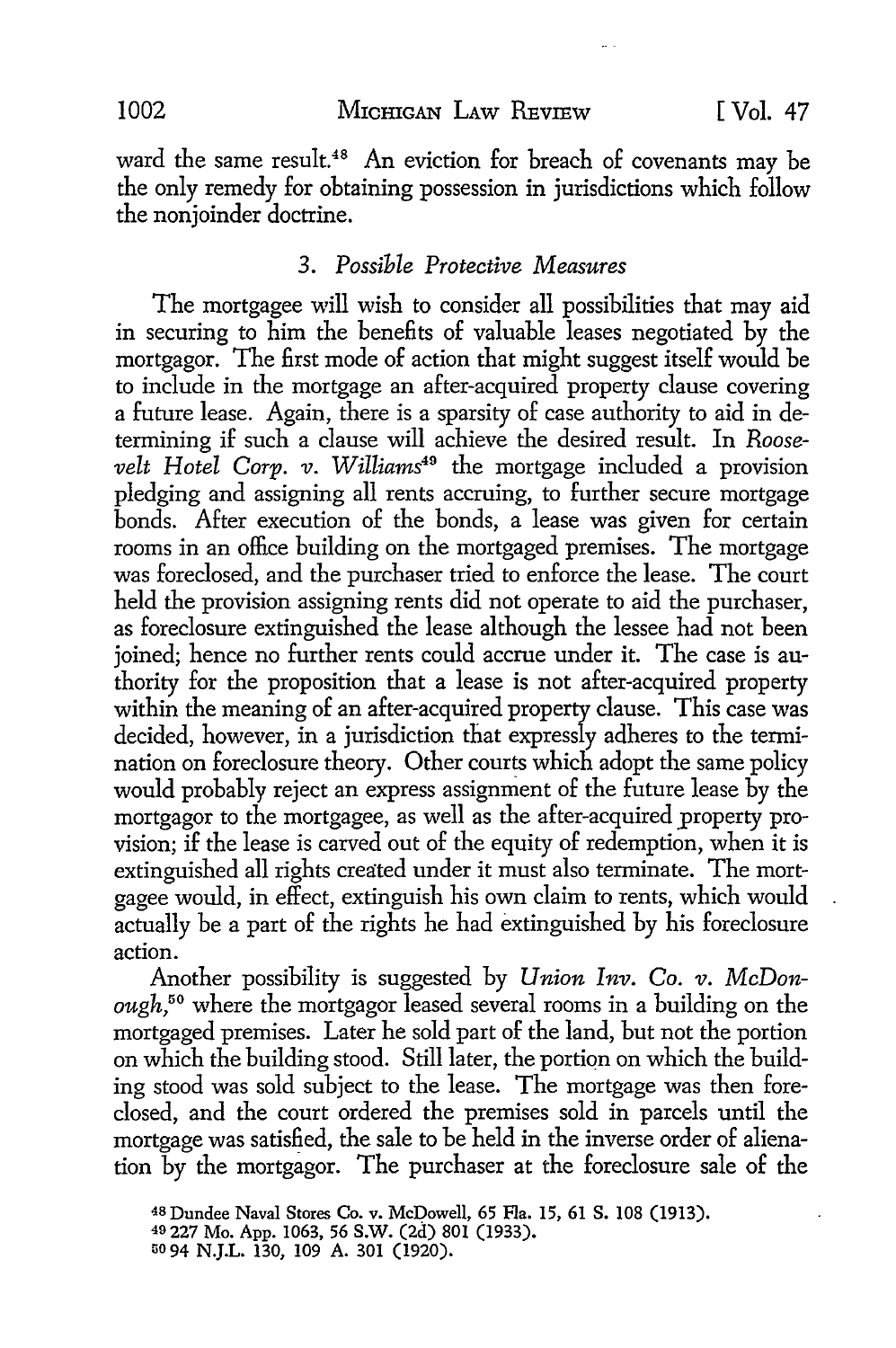ward the same result.[48] An eviction for breach of covenants may be the only remedy for obtaining possession in jurisdictions which follow the nonjoinder doctrine.

### 3. *Possible Protective Measures*

The mortgagee will wish to consider all possibilities that may aid in securing to him the benefits of valuable leases negotiated by the mortgagor. The first mode of action that might suggest itself would be to include in the mortgage an after-acquired property clause covering a future lease. Again, there is a sparsity of case authority to aid in determining if such a clause will achieve the desired result. In *Roosevelt Hotel Corp. v. Williams*[49] the mortgage included a provision pledging and assigning all rents accruing, to further secure mortgage bonds. After execution of the bonds, a lease was given for certain rooms in an office building on the mortgaged premises. The mortgage was foreclosed, and the purchaser tried to enforce the lease. The court held the provision assigning rents did not operate to aid the purchaser, as foreclosure extinguished the lease although the lessee had not been joined; hence no further rents could accrue under it. The case is authority for the proposition that a lease is not after-acquired property within the meaning of an after-acquired property clause. This case was decided, however, in a jurisdiction that expressly adheres to the termination on foreclosure theory. Other courts which adopt the same policy would probably reject an express assignment of the future lease by the mortgagor to the mortgagee, as well as the after-acquired property provision; if the lease is carved out of the equity of redemption, when it is extinguished all rights created under it must also terminate. The mortgagee would, in effect, extinguish his own claim to rents, which would actually be a part of the rights he had extinguished by his foreclosure action.

Another possibility is suggested by *Union Inv. Co. v. McDonough*,[50] where the mortgagor leased several rooms in a building on the mortgaged premises. Later he sold part of the land, but not the portion on which the building stood. Still later, the portion on which the building stood was sold subject to the lease. The mortgage was then foreclosed, and the court ordered the premises sold in parcels until the mortgage was satisfied, the sale to be held in the inverse order of alienation by the mortgagor. The purchaser at the foreclosure sale of the

[48] Dundee Naval Stores Co. v. McDowell, 65 Fla. 15, 61 S. 108 (1913).

[49] 227 Mo. App. 1063, 56 S.W. (2d) 801 (1933).

[50] 94 N.J.L. 130, 109 A. 301 (1920).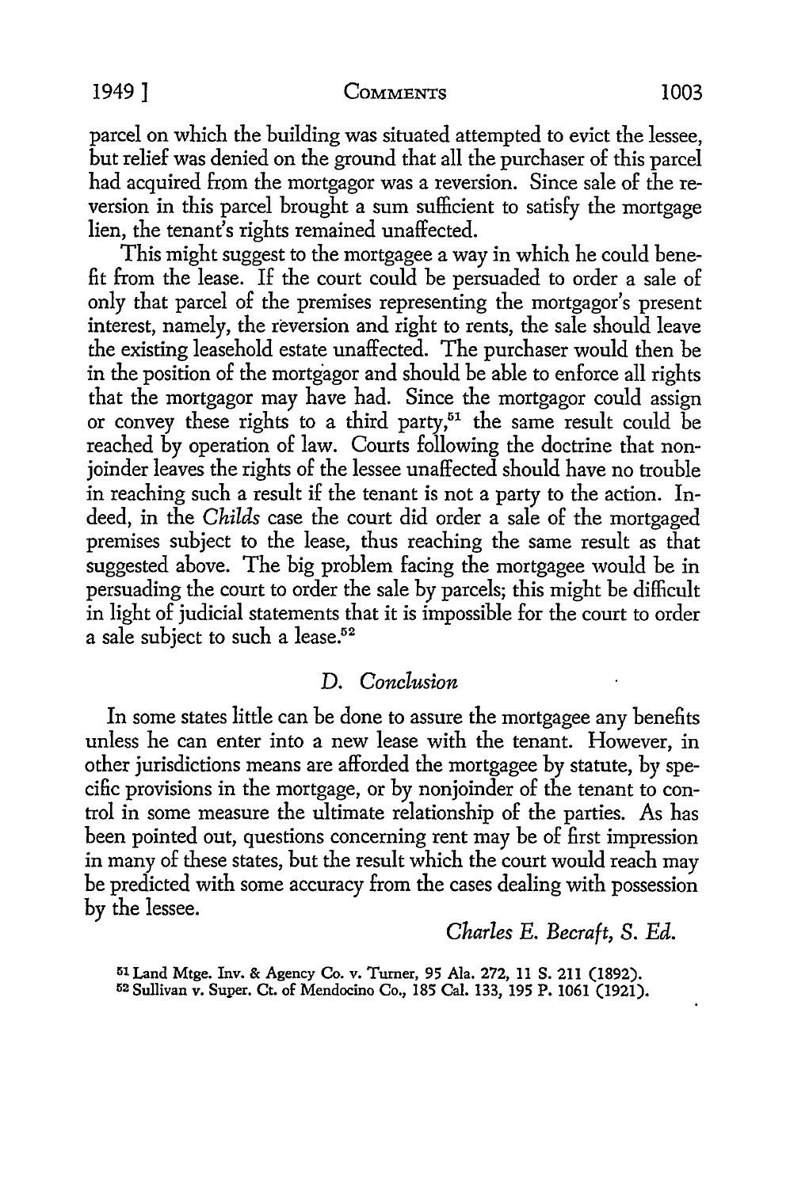parcel on which the building was situated attempted to evict the lessee, but relief was denied on the ground that all the purchaser of this parcel had acquired from the mortgagor was a reversion. Since sale of the reversion in this parcel brought a sum sufficient to satisfy the mortgage lien, the tenant's rights remained unaffected.

This might suggest to the mortgagee a way in which he could benefit from the lease. If the court could be persuaded to order a sale of only that parcel of the premises representing the mortgagor's present interest, namely, the reversion and right to rents, the sale should leave the existing leasehold estate unaffected. The purchaser would then be in the position of the mortgagor and should be able to enforce all rights that the mortgagor may have had. Since the mortgagor could assign or convey these rights to a third party,[51] the same result could be reached by operation of law. Courts following the doctrine that nonjoinder leaves the rights of the lessee unaffected should have no trouble in reaching such a result if the tenant is not a party to the action. Indeed, in the *Childs* case the court did order a sale of the mortgaged premises subject to the lease, thus reaching the same result as that suggested above. The big problem facing the mortgagee would be in persuading the court to order the sale by parcels; this might be difficult in light of judicial statements that it is impossible for the court to order a sale subject to such a lease.[52]

### D. *Conclusion*

In some states little can be done to assure the mortgagee any benefits unless he can enter into a new lease with the tenant. However, in other jurisdictions means are afforded the mortgagee by statute, by specific provisions in the mortgage, or by nonjoinder of the tenant to control in some measure the ultimate relationship of the parties. As has been pointed out, questions concerning rent may be of first impression in many of these states, but the result which the court would reach may be predicted with some accuracy from the cases dealing with possession by the lessee.

*Charles E. Becraft, S. Ed.*

[51] Land Mtge. Inv. & Agency Co. v. Turner, 95 Ala. 272, 11 S. 211 (1892).

[52] Sullivan v. Super. Ct. of Mendocino Co., 185 Cal. 133, 195 P. 1061 (1921).